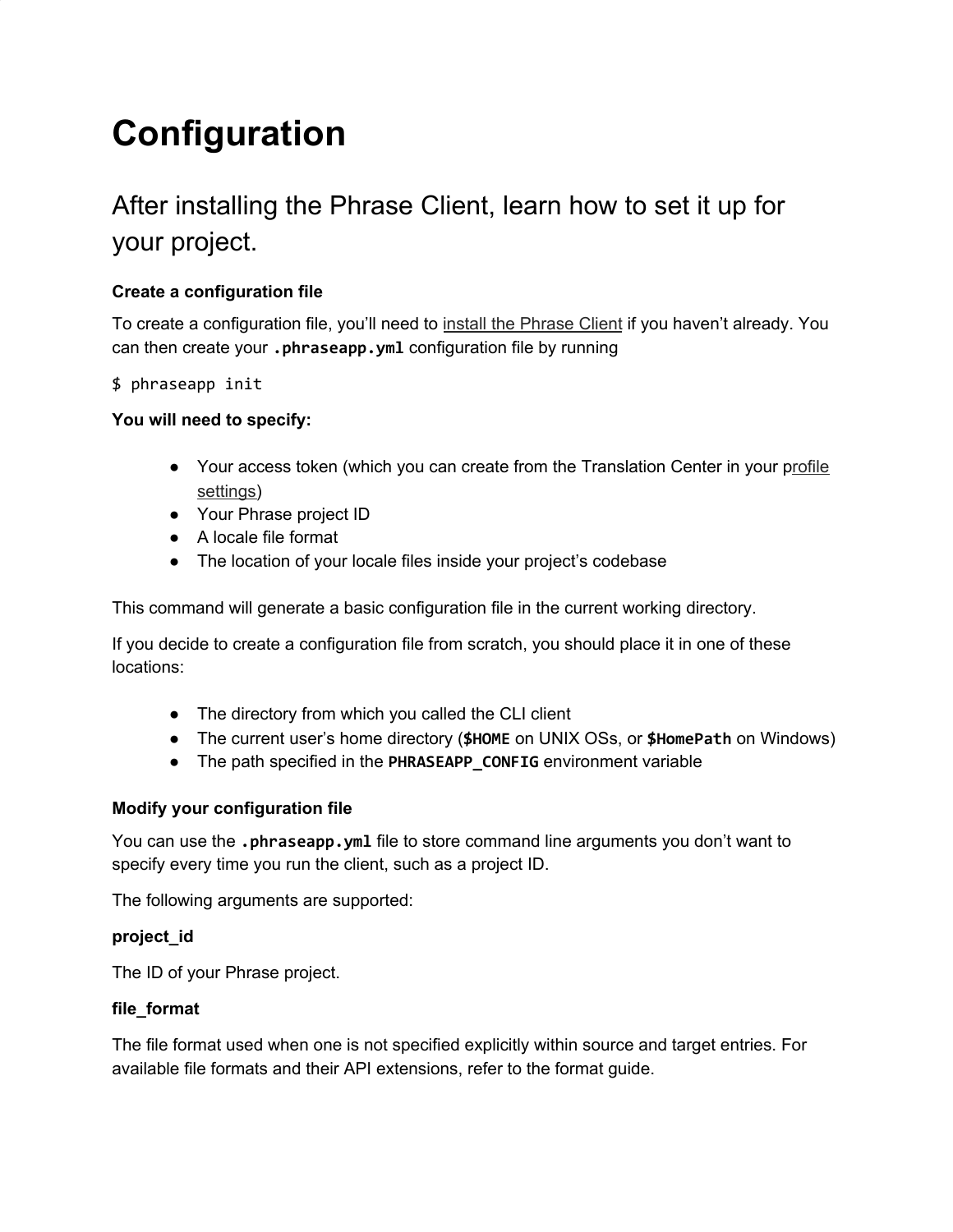# Configuration

## After installing the Phrase Client, learn how to set it up for your project.

**Create a configuration file**

To create a configuration file, you'll need to install the Phrase Client if you haven't already. You can then create your **`.phraseapp.yml`** configuration file by running

```
$ phraseapp init
```

**You will need to specify:**

- Your access token (which you can create from the Translation Center in your profile settings)
- Your Phrase project ID
- A locale file format
- The location of your locale files inside your project's codebase

This command will generate a basic configuration file in the current working directory.

If you decide to create a configuration file from scratch, you should place it in one of these locations:

- The directory from which you called the CLI client
- The current user's home directory (**`$HOME`** on UNIX OSs, or **`$HomePath`** on Windows)
- The path specified in the **`PHRASEAPP_CONFIG`** environment variable

**Modify your configuration file**

You can use the **`.phraseapp.yml`** file to store command line arguments you don't want to specify every time you run the client, such as a project ID.

The following arguments are supported:

**project_id**

The ID of your Phrase project.

**file_format**

The file format used when one is not specified explicitly within source and target entries. For available file formats and their API extensions, refer to the format guide.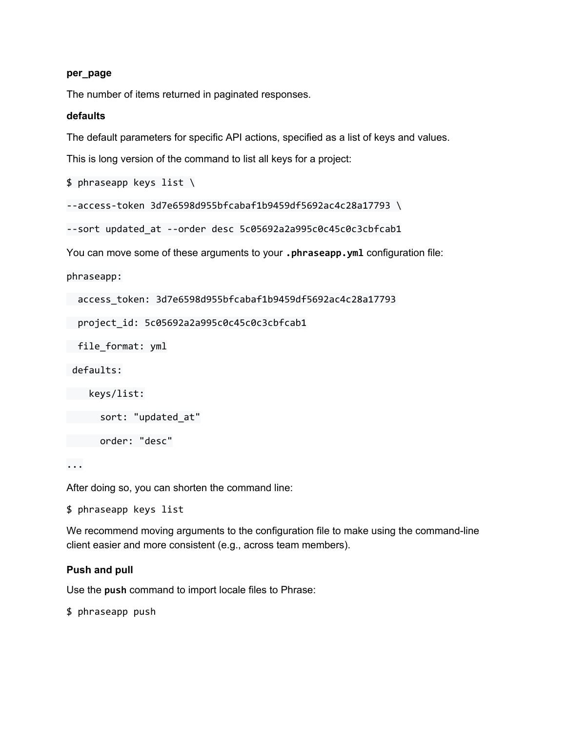**per_page**

The number of items returned in paginated responses.

**defaults**

The default parameters for specific API actions, specified as a list of keys and values.

This is long version of the command to list all keys for a project:

```
$ phraseapp keys list \
--access-token 3d7e6598d955bfcabaf1b9459df5692ac4c28a17793 \
--sort updated_at --order desc 5c05692a2a995c0c45c0c3cbfcab1
```

You can move some of these arguments to your **`.phraseapp.yml`** configuration file:

```
phraseapp:
  access_token: 3d7e6598d955bfcabaf1b9459df5692ac4c28a17793
  project_id: 5c05692a2a995c0c45c0c3cbfcab1
  file_format: yml
 defaults:
    keys/list:
      sort: "updated_at"
      order: "desc"
...
```

After doing so, you can shorten the command line:

```
$ phraseapp keys list
```

We recommend moving arguments to the configuration file to make using the command-line client easier and more consistent (e.g., across team members).

**Push and pull**

Use the **`push`** command to import locale files to Phrase:

```
$ phraseapp push
```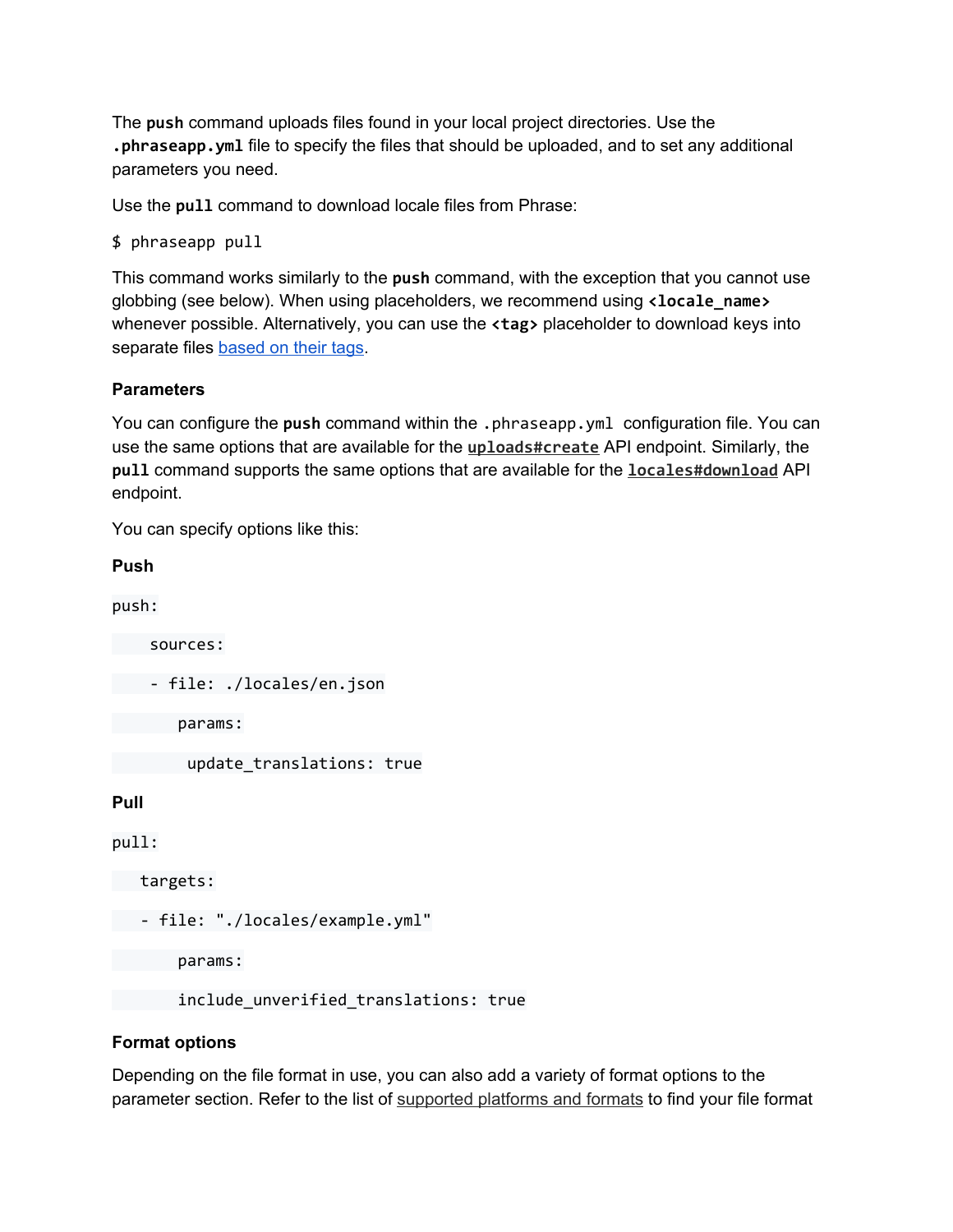The **push** command uploads files found in your local project directories. Use the **.phraseapp.yml** file to specify the files that should be uploaded, and to set any additional parameters you need.

Use the **pull** command to download locale files from Phrase:

```
$ phraseapp pull
```

This command works similarly to the **push** command, with the exception that you cannot use globbing (see below). When using placeholders, we recommend using **<locale_name>** whenever possible. Alternatively, you can use the **<tag>** placeholder to download keys into separate files [based on their tags](#).

**Parameters**

You can configure the **push** command within the `.phraseapp.yml` configuration file. You can use the same options that are available for the [**uploads#create**](#) API endpoint. Similarly, the **pull** command supports the same options that are available for the [**locales#download**](#) API endpoint.

You can specify options like this:

**Push**

```
push:
    sources:
    - file: ./locales/en.json
       params:
        update_translations: true
```

**Pull**

```
pull:
   targets:
   - file: "./locales/example.yml"
       params:
       include_unverified_translations: true
```

**Format options**

Depending on the file format in use, you can also add a variety of format options to the parameter section. Refer to the list of [supported platforms and formats](#) to find your file format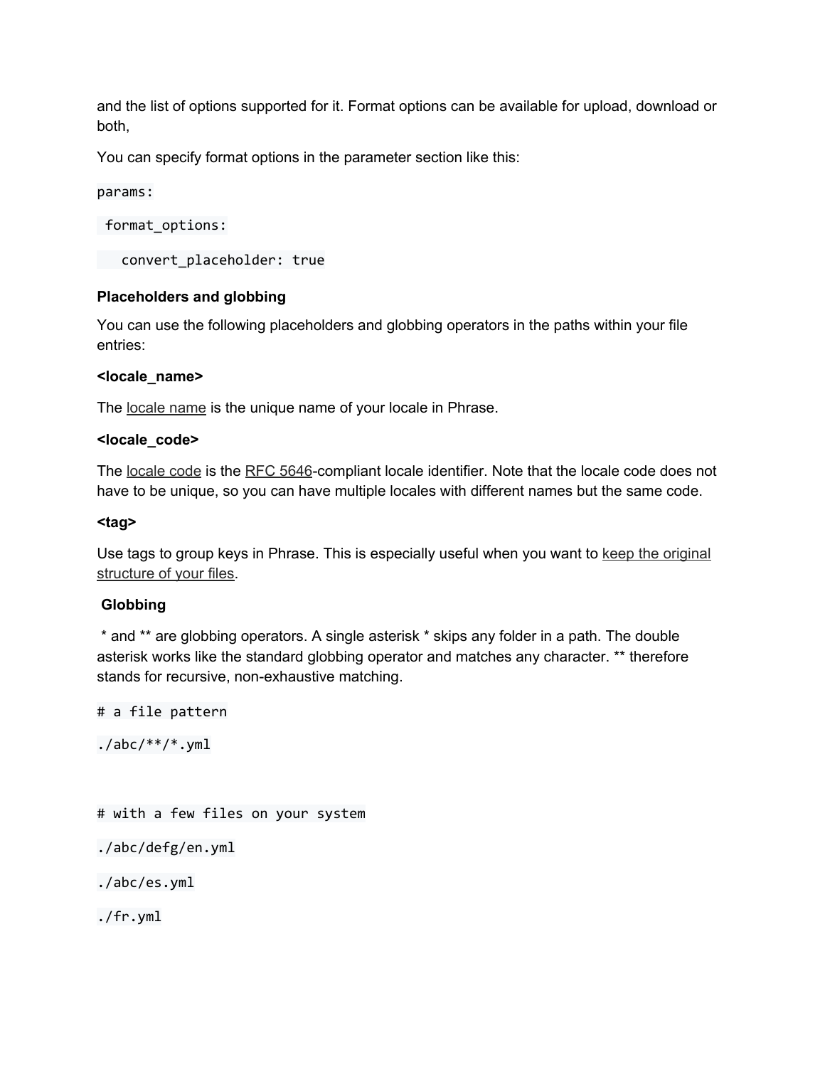and the list of options supported for it. Format options can be available for upload, download or both,

You can specify format options in the parameter section like this:

```
params:
 format_options:
   convert_placeholder: true
```

**Placeholders and globbing**

You can use the following placeholders and globbing operators in the paths within your file entries:

**<locale_name>**

The locale name is the unique name of your locale in Phrase.

**<locale_code>**

The locale code is the RFC 5646-compliant locale identifier. Note that the locale code does not have to be unique, so you can have multiple locales with different names but the same code.

**<tag>**

Use tags to group keys in Phrase. This is especially useful when you want to keep the original structure of your files.

**Globbing**

* and ** are globbing operators. A single asterisk * skips any folder in a path. The double asterisk works like the standard globbing operator and matches any character. ** therefore stands for recursive, non-exhaustive matching.

```
# a file pattern
./abc/**/*.yml


# with a few files on your system
./abc/defg/en.yml
./abc/es.yml
./fr.yml
```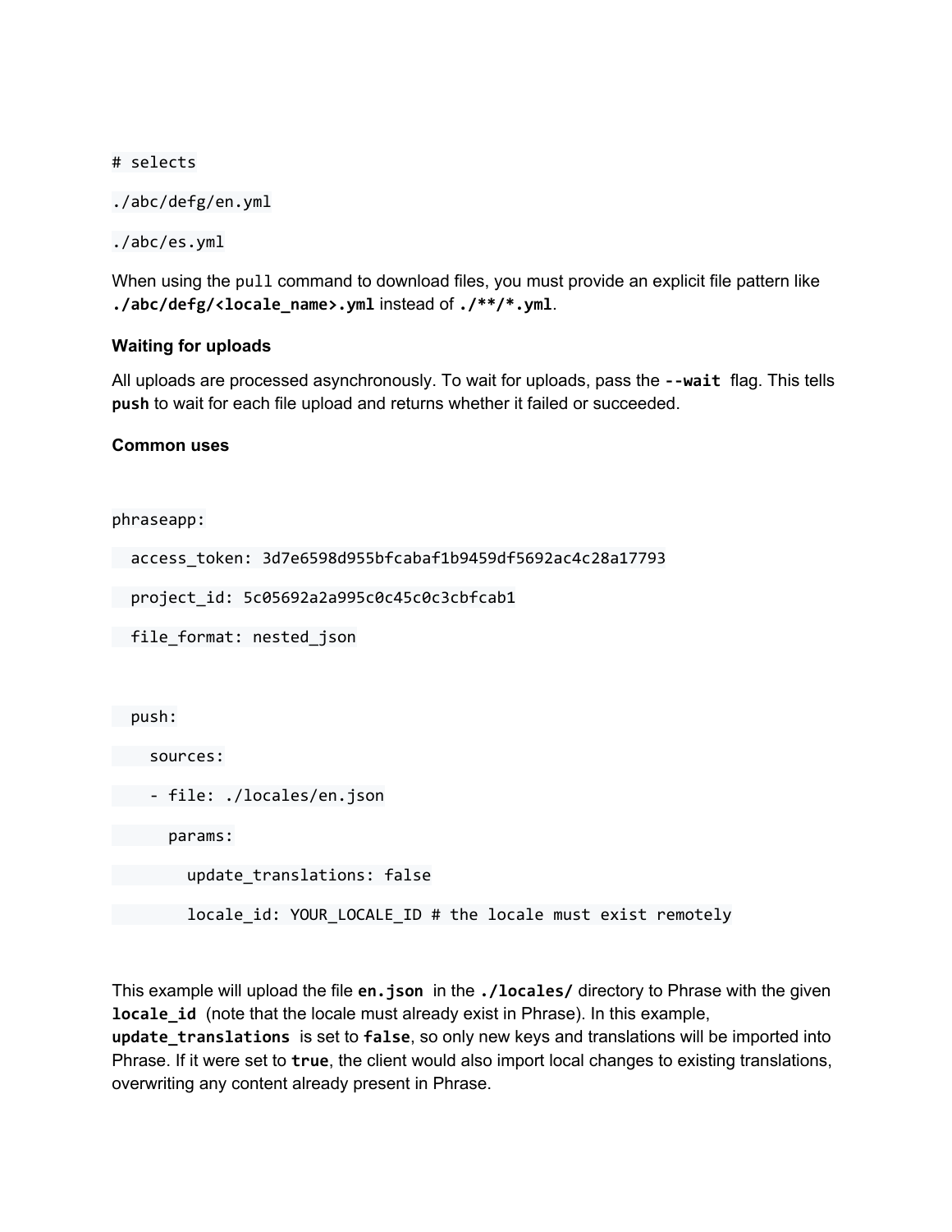```
# selects
./abc/defg/en.yml
./abc/es.yml
```

When using the `pull` command to download files, you must provide an explicit file pattern like **`./abc/defg/<locale_name>.yml`** instead of **`./**/*.yml`**.

**Waiting for uploads**

All uploads are processed asynchronously. To wait for uploads, pass the **`--wait`** flag. This tells **`push`** to wait for each file upload and returns whether it failed or succeeded.

**Common uses**

```
phraseapp:
  access_token: 3d7e6598d955bfcabaf1b9459df5692ac4c28a17793
  project_id: 5c05692a2a995c0c45c0c3cbfcab1
  file_format: nested_json

  push:
    sources:
    - file: ./locales/en.json
      params:
        update_translations: false
        locale_id: YOUR_LOCALE_ID # the locale must exist remotely
```

This example will upload the file **`en.json`** in the **`./locales/`** directory to Phrase with the given **`locale_id`** (note that the locale must already exist in Phrase). In this example, **`update_translations`** is set to **`false`**, so only new keys and translations will be imported into Phrase. If it were set to **`true`**, the client would also import local changes to existing translations, overwriting any content already present in Phrase.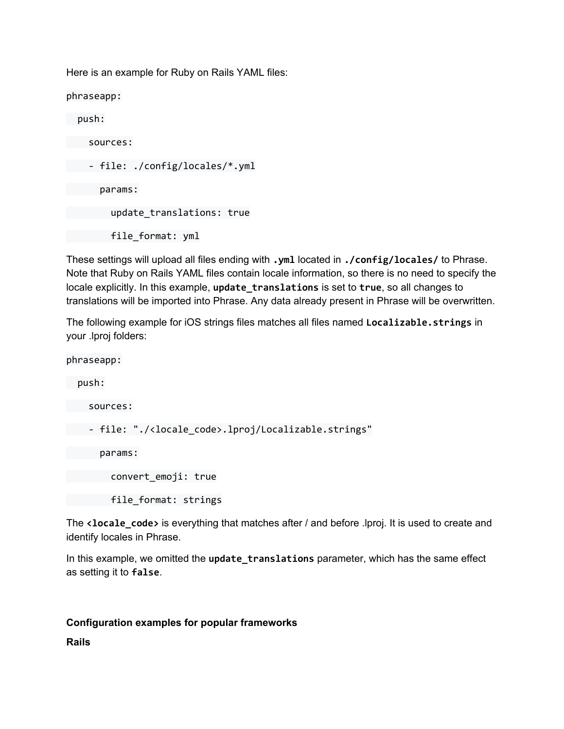Here is an example for Ruby on Rails YAML files:

```
phraseapp:
  push:
    sources:
    - file: ./config/locales/*.yml
      params:
        update_translations: true
        file_format: yml
```

These settings will upload all files ending with **`.yml`** located in **`./config/locales/`** to Phrase. Note that Ruby on Rails YAML files contain locale information, so there is no need to specify the locale explicitly. In this example, **`update_translations`** is set to **`true`**, so all changes to translations will be imported into Phrase. Any data already present in Phrase will be overwritten.

The following example for iOS strings files matches all files named **`Localizable.strings`** in your .lproj folders:

```
phraseapp:
  push:
    sources:
    - file: "./<locale_code>.lproj/Localizable.strings"
      params:
        convert_emoji: true
        file_format: strings
```

The **`<locale_code>`** is everything that matches after / and before .lproj. It is used to create and identify locales in Phrase.

In this example, we omitted the **`update_translations`** parameter, which has the same effect as setting it to **`false`**.

**Configuration examples for popular frameworks**

**Rails**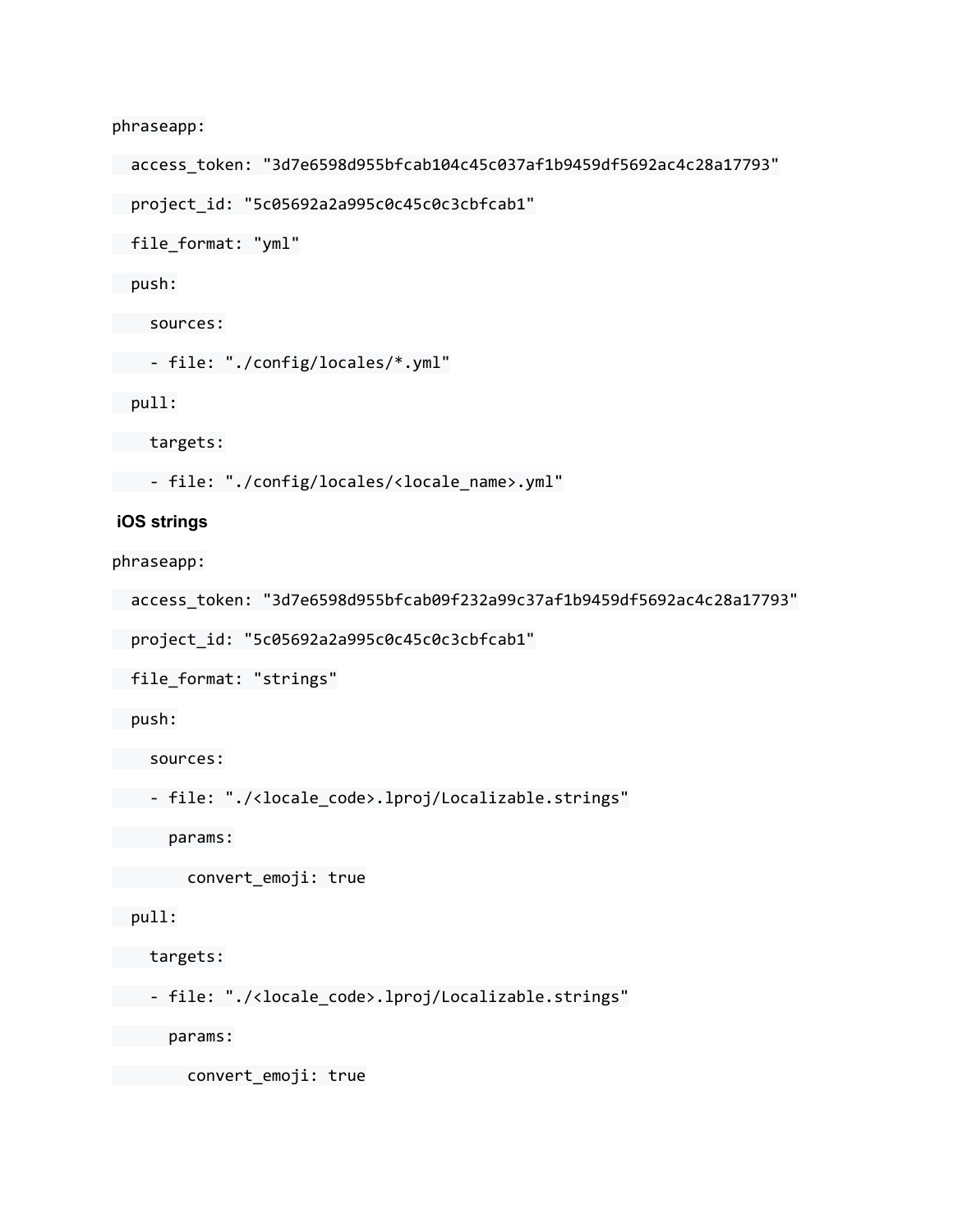```
phraseapp:
  access_token: "3d7e6598d955bfcab104c45c037af1b9459df5692ac4c28a17793"
  project_id: "5c05692a2a995c0c45c0c3cbfcab1"
  file_format: "yml"
  push:
    sources:
    - file: "./config/locales/*.yml"
  pull:
    targets:
    - file: "./config/locales/<locale_name>.yml"
```

**iOS strings**

```
phraseapp:
  access_token: "3d7e6598d955bfcab09f232a99c37af1b9459df5692ac4c28a17793"
  project_id: "5c05692a2a995c0c45c0c3cbfcab1"
  file_format: "strings"
  push:
    sources:
    - file: "./<locale_code>.lproj/Localizable.strings"
      params:
        convert_emoji: true
  pull:
    targets:
    - file: "./<locale_code>.lproj/Localizable.strings"
      params:
        convert_emoji: true
```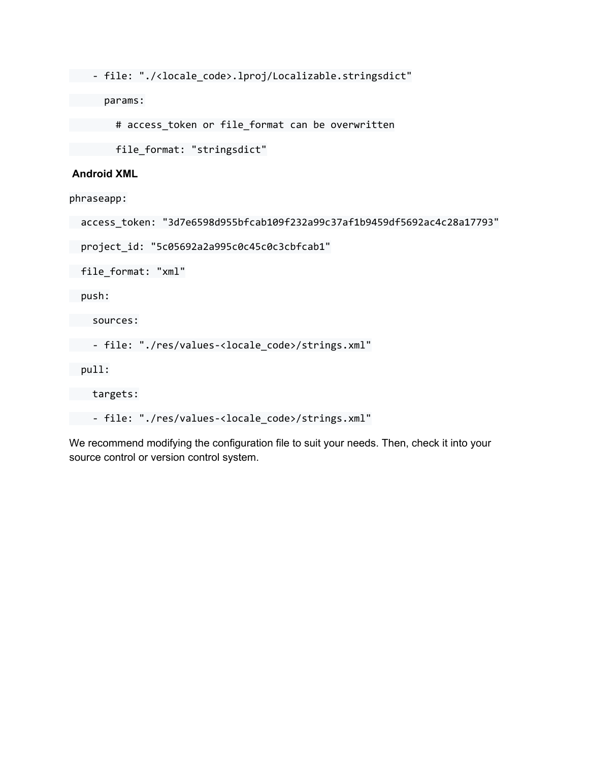```
    - file: "./<locale_code>.lproj/Localizable.stringsdict"
      params:
        # access_token or file_format can be overwritten
        file_format: "stringsdict"
```

**Android XML**

```
phraseapp:
  access_token: "3d7e6598d955bfcab109f232a99c37af1b9459df5692ac4c28a17793"
  project_id: "5c05692a2a995c0c45c0c3cbfcab1"
  file_format: "xml"
  push:
    sources:
    - file: "./res/values-<locale_code>/strings.xml"
  pull:
    targets:
    - file: "./res/values-<locale_code>/strings.xml"
```

We recommend modifying the configuration file to suit your needs. Then, check it into your source control or version control system.